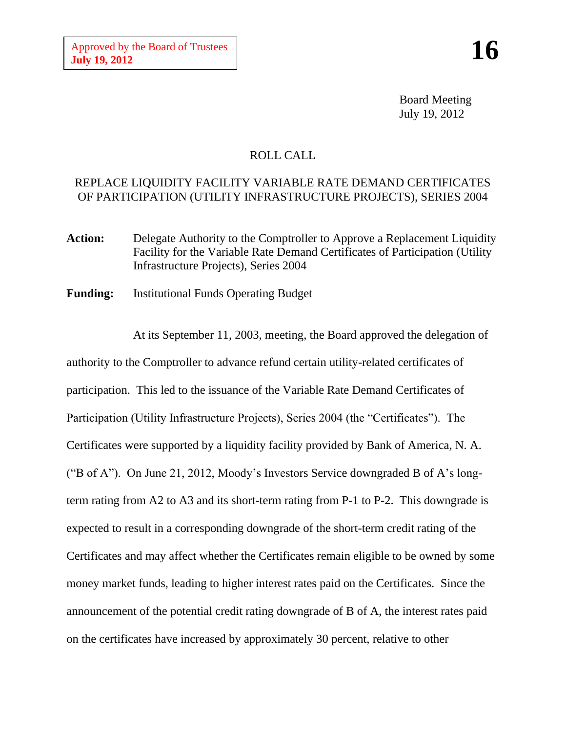Approved by the Board of Trustees
**July 19, 2012**

**16**

Board Meeting
July 19, 2012

ROLL CALL

REPLACE LIQUIDITY FACILITY VARIABLE RATE DEMAND CERTIFICATES OF PARTICIPATION (UTILITY INFRASTRUCTURE PROJECTS), SERIES 2004

**Action:** Delegate Authority to the Comptroller to Approve a Replacement Liquidity Facility for the Variable Rate Demand Certificates of Participation (Utility Infrastructure Projects), Series 2004

**Funding:** Institutional Funds Operating Budget

At its September 11, 2003, meeting, the Board approved the delegation of authority to the Comptroller to advance refund certain utility-related certificates of participation. This led to the issuance of the Variable Rate Demand Certificates of Participation (Utility Infrastructure Projects), Series 2004 (the "Certificates"). The Certificates were supported by a liquidity facility provided by Bank of America, N. A. ("B of A"). On June 21, 2012, Moody's Investors Service downgraded B of A's long-term rating from A2 to A3 and its short-term rating from P-1 to P-2. This downgrade is expected to result in a corresponding downgrade of the short-term credit rating of the Certificates and may affect whether the Certificates remain eligible to be owned by some money market funds, leading to higher interest rates paid on the Certificates. Since the announcement of the potential credit rating downgrade of B of A, the interest rates paid on the certificates have increased by approximately 30 percent, relative to other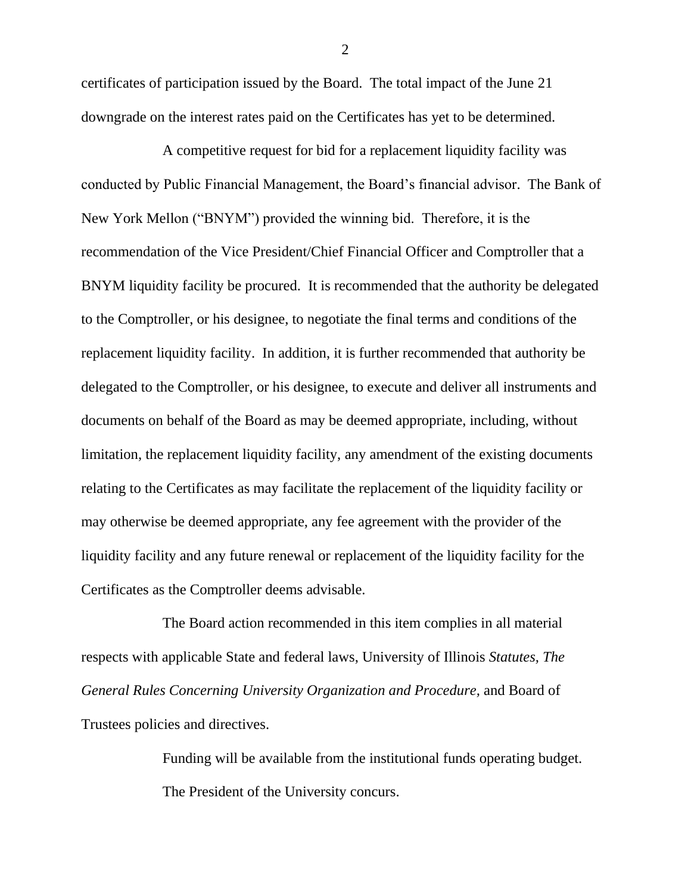certificates of participation issued by the Board. The total impact of the June 21 downgrade on the interest rates paid on the Certificates has yet to be determined.

A competitive request for bid for a replacement liquidity facility was conducted by Public Financial Management, the Board's financial advisor. The Bank of New York Mellon ("BNYM") provided the winning bid. Therefore, it is the recommendation of the Vice President/Chief Financial Officer and Comptroller that a BNYM liquidity facility be procured. It is recommended that the authority be delegated to the Comptroller, or his designee, to negotiate the final terms and conditions of the replacement liquidity facility. In addition, it is further recommended that authority be delegated to the Comptroller, or his designee, to execute and deliver all instruments and documents on behalf of the Board as may be deemed appropriate, including, without limitation, the replacement liquidity facility, any amendment of the existing documents relating to the Certificates as may facilitate the replacement of the liquidity facility or may otherwise be deemed appropriate, any fee agreement with the provider of the liquidity facility and any future renewal or replacement of the liquidity facility for the Certificates as the Comptroller deems advisable.

The Board action recommended in this item complies in all material respects with applicable State and federal laws, University of Illinois *Statutes, The General Rules Concerning University Organization and Procedure,* and Board of Trustees policies and directives.

Funding will be available from the institutional funds operating budget.

The President of the University concurs.